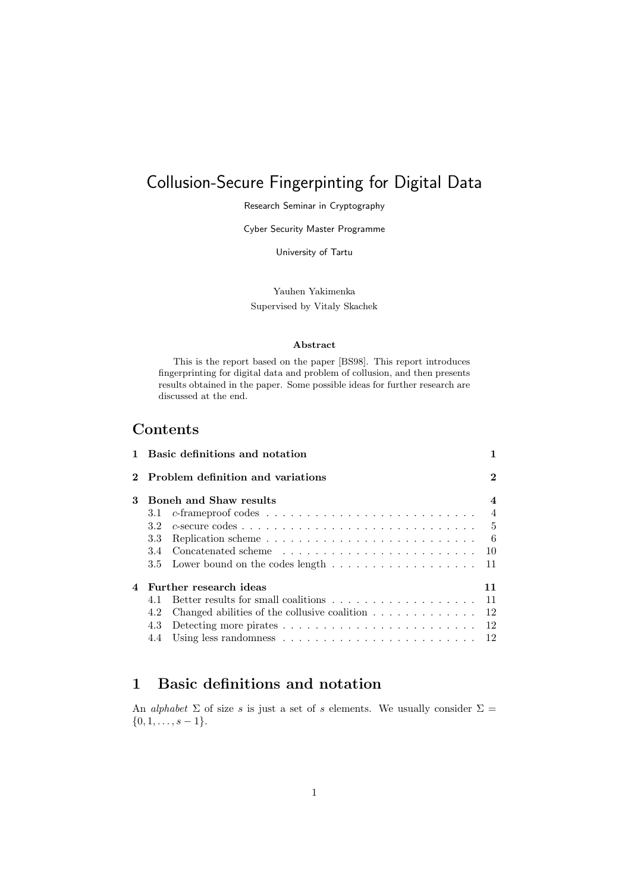# Collusion-Secure Fingerpinting for Digital Data

Research Seminar in Cryptography

Cyber Security Master Programme

University of Tartu

Yauhen Yakimenka

Supervised by Vitaly Skachek

**Abstract**

This is the report based on the paper [BS98]. This report introduces fingerprinting for digital data and problem of collusion, and then presents results obtained in the paper. Some possible ideas for further research are discussed at the end.

## Contents

| | | |
|---|---|---|
| **1** | **Basic definitions and notation** | **1** |
| **2** | **Problem definition and variations** | **2** |
| **3** | **Boneh and Shaw results** | **4** |
| 3.1 | $c$-frameproof codes | 4 |
| 3.2 | $c$-secure codes | 5 |
| 3.3 | Replication scheme | 6 |
| 3.4 | Concatenated scheme | 10 |
| 3.5 | Lower bound on the codes length | 11 |
| **4** | **Further research ideas** | **11** |
| 4.1 | Better results for small coalitions | 11 |
| 4.2 | Changed abilities of the collusive coalition | 12 |
| 4.3 | Detecting more pirates | 12 |
| 4.4 | Using less randomness | 12 |

## 1 Basic definitions and notation

An *alphabet* $\Sigma$ of size $s$ is just a set of $s$ elements. We usually consider $\Sigma = \{0, 1, \ldots, s-1\}$.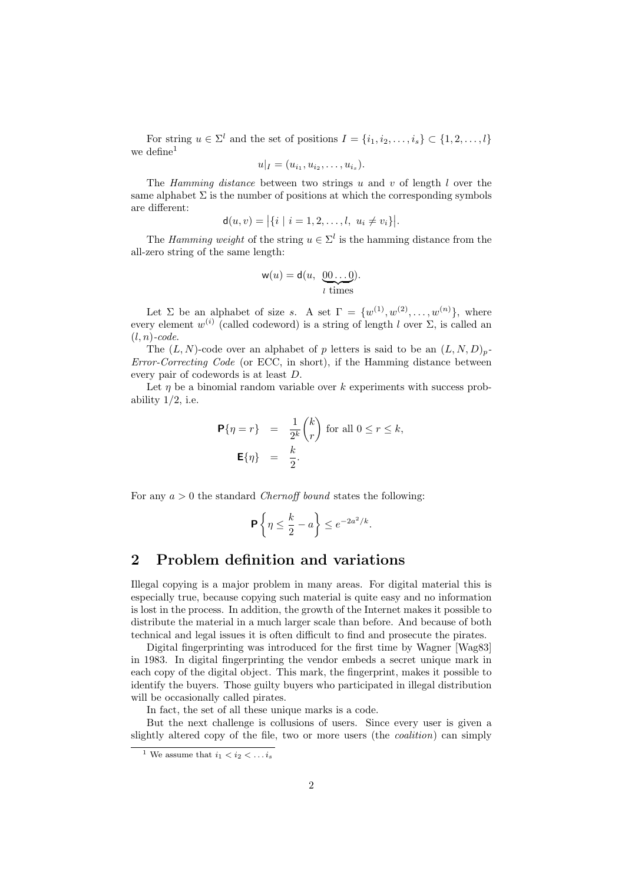For string $u \in \Sigma^l$ and the set of positions $I = \{i_1, i_2, \dots, i_s\} \subset \{1, 2, \dots, l\}$ we define[1]

$$u|_I = (u_{i_1}, u_{i_2}, \dots, u_{i_s}).$$

The *Hamming distance* between two strings $u$ and $v$ of length $l$ over the same alphabet $\Sigma$ is the number of positions at which the corresponding symbols are different:

$$\mathsf{d}(u, v) = \big|\{i \mid i = 1, 2, \dots, l,\ u_i \neq v_i\}\big|.$$

The *Hamming weight* of the string $u \in \Sigma^l$ is the hamming distance from the all-zero string of the same length:

$$\mathsf{w}(u) = \mathsf{d}(u,\ \underbrace{00\dots0}_{l \text{ times}}).$$

Let $\Sigma$ be an alphabet of size $s$. A set $\Gamma = \{w^{(1)}, w^{(2)}, \dots, w^{(n)}\}$, where every element $w^{(i)}$ (called codeword) is a string of length $l$ over $\Sigma$, is called an *$(l, n)$-code*.

The $(L, N)$-code over an alphabet of $p$ letters is said to be an *$(L, N, D)_p$-Error-Correcting Code* (or ECC, in short), if the Hamming distance between every pair of codewords is at least $D$.

Let $\eta$ be a binomial random variable over $k$ experiments with success probability $1/2$, i.e.

$$\begin{aligned} \mathbf{P}\{\eta = r\} &= \frac{1}{2^k}\binom{k}{r} \text{ for all } 0 \le r \le k, \\ \mathbf{E}\{\eta\} &= \frac{k}{2}. \end{aligned}$$

For any $a > 0$ the standard *Chernoff bound* states the following:

$$\mathbf{P}\left\{\eta \le \frac{k}{2} - a\right\} \le e^{-2a^2/k}.$$

## 2 Problem definition and variations

Illegal copying is a major problem in many areas. For digital material this is especially true, because copying such material is quite easy and no information is lost in the process. In addition, the growth of the Internet makes it possible to distribute the material in a much larger scale than before. And because of both technical and legal issues it is often difficult to find and prosecute the pirates.

Digital fingerprinting was introduced for the first time by Wagner [Wag83] in 1983. In digital fingerprinting the vendor embeds a secret unique mark in each copy of the digital object. This mark, the fingerprint, makes it possible to identify the buyers. Those guilty buyers who participated in illegal distribution will be occasionally called pirates.

In fact, the set of all these unique marks is a code.

But the next challenge is collusions of users. Since every user is given a slightly altered copy of the file, two or more users (the *coalition*) can simply

---

[1] We assume that $i_1 < i_2 < \dots i_s$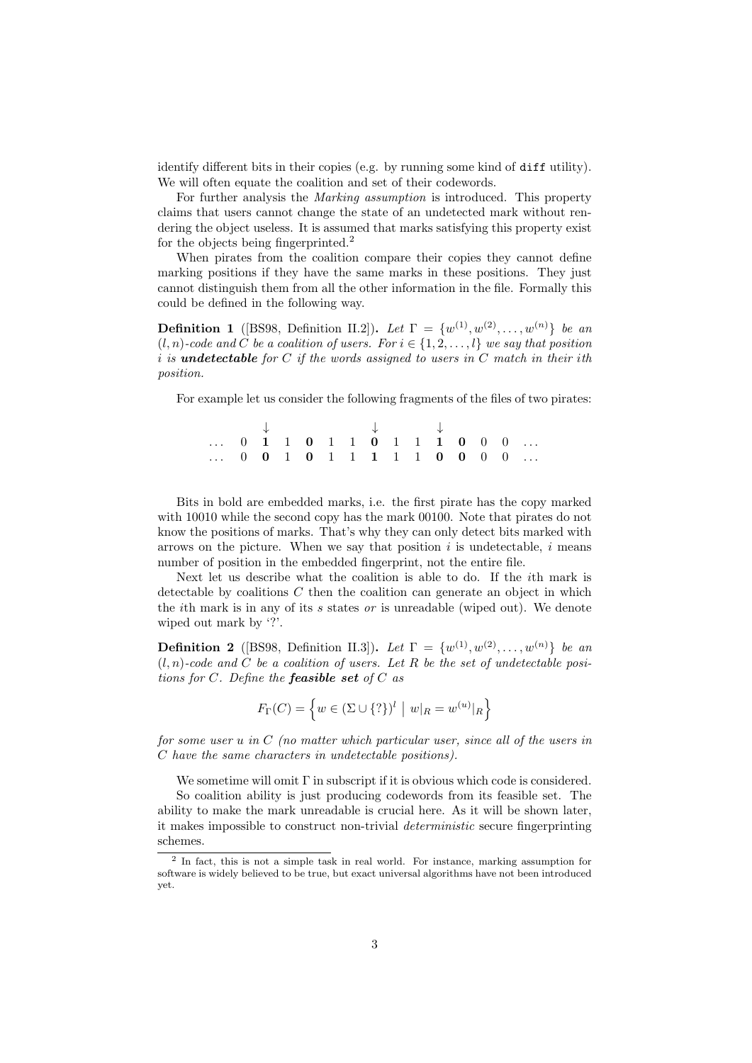identify different bits in their copies (e.g. by running some kind of `diff` utility). We will often equate the coalition and set of their codewords.

For further analysis the *Marking assumption* is introduced. This property claims that users cannot change the state of an undetected mark without rendering the object useless. It is assumed that marks satisfying this property exist for the objects being fingerprinted.[2]

When pirates from the coalition compare their copies they cannot define marking positions if they have the same marks in these positions. They just cannot distinguish them from all the other information in the file. Formally this could be defined in the following way.

**Definition 1** ([BS98, Definition II.2]). *Let $\Gamma = \{w^{(1)}, w^{(2)}, \ldots, w^{(n)}\}$ be an $(l, n)$-code and $C$ be a coalition of users. For $i \in \{1, 2, \ldots, l\}$ we say that position $i$ is* ***undetectable*** *for $C$ if the words assigned to users in $C$ match in their $i$th position.*

For example let us consider the following fragments of the files of two pirates:

$$
\begin{array}{cccccccccccccccc}
 & & \downarrow & & & & & \downarrow & & & \downarrow & & & & \\
\ldots & 0 & \mathbf{1} & 1 & \mathbf{0} & 1 & 1 & \mathbf{0} & 1 & 1 & \mathbf{1} & \mathbf{0} & 0 & 0 & \ldots \\
\ldots & 0 & \mathbf{0} & 1 & \mathbf{0} & 1 & 1 & \mathbf{1} & 1 & 1 & \mathbf{0} & \mathbf{0} & 0 & 0 & \ldots
\end{array}
$$

Bits in bold are embedded marks, i.e. the first pirate has the copy marked with 10010 while the second copy has the mark 00100. Note that pirates do not know the positions of marks. That's why they can only detect bits marked with arrows on the picture. When we say that position $i$ is undetectable, $i$ means number of position in the embedded fingerprint, not the entire file.

Next let us describe what the coalition is able to do. If the $i$th mark is detectable by coalitions $C$ then the coalition can generate an object in which the $i$th mark is in any of its $s$ states *or* is unreadable (wiped out). We denote wiped out mark by '?'.

**Definition 2** ([BS98, Definition II.3]). *Let $\Gamma = \{w^{(1)}, w^{(2)}, \ldots, w^{(n)}\}$ be an $(l, n)$-code and $C$ be a coalition of users. Let $R$ be the set of undetectable positions for $C$. Define the* ***feasible set*** *of $C$ as*

$$F_\Gamma(C) = \left\{ w \in (\Sigma \cup \{?\})^l \;\middle|\; w|_R = w^{(u)}|_R \right\}$$

*for some user $u$ in $C$ (no matter which particular user, since all of the users in $C$ have the same characters in undetectable positions).*

We sometime will omit $\Gamma$ in subscript if it is obvious which code is considered.

So coalition ability is just producing codewords from its feasible set. The ability to make the mark unreadable is crucial here. As it will be shown later, it makes impossible to construct non-trivial *deterministic* secure fingerprinting schemes.

[2] In fact, this is not a simple task in real world. For instance, marking assumption for software is widely believed to be true, but exact universal algorithms have not been introduced yet.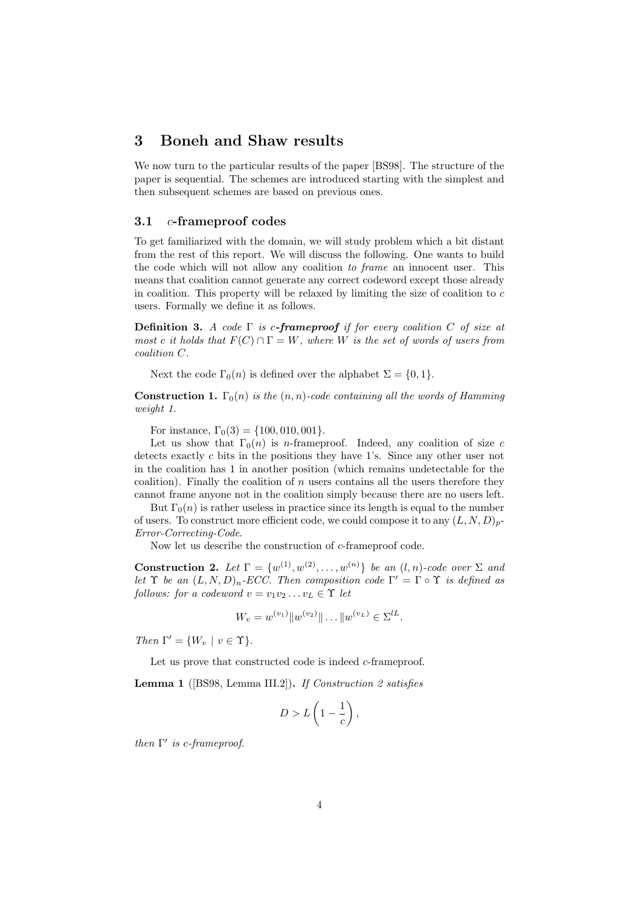## 3 Boneh and Shaw results

We now turn to the particular results of the paper [BS98]. The structure of the paper is sequential. The schemes are introduced starting with the simplest and then subsequent schemes are based on previous ones.

### 3.1 $c$-frameproof codes

To get familiarized with the domain, we will study problem which a bit distant from the rest of this report. We will discuss the following. One wants to build the code which will not allow any coalition *to frame* an innocent user. This means that coalition cannot generate any correct codeword except those already in coalition. This property will be relaxed by limiting the size of coalition to $c$ users. Formally we define it as follows.

**Definition 3.** *A code $\Gamma$ is $c$-**frameproof** if for every coalition $C$ of size at most $c$ it holds that $F(C) \cap \Gamma = W$, where $W$ is the set of words of users from coalition $C$.*

Next the code $\Gamma_0(n)$ is defined over the alphabet $\Sigma = \{0, 1\}$.

**Construction 1.** *$\Gamma_0(n)$ is the $(n, n)$-code containing all the words of Hamming weight 1.*

For instance, $\Gamma_0(3) = \{100, 010, 001\}$.

Let us show that $\Gamma_0(n)$ is $n$-frameproof. Indeed, any coalition of size $c$ detects exactly $c$ bits in the positions they have 1's. Since any other user not in the coalition has 1 in another position (which remains undetectable for the coalition). Finally the coalition of $n$ users contains all the users therefore they cannot frame anyone not in the coalition simply because there are no users left.

But $\Gamma_0(n)$ is rather useless in practice since its length is equal to the number of users. To construct more efficient code, we could compose it to any $(L, N, D)_p$-*Error-Correcting-Code*.

Now let us describe the construction of $c$-frameproof code.

**Construction 2.** *Let $\Gamma = \{w^{(1)}, w^{(2)}, \dots, w^{(n)}\}$ be an $(l, n)$-code over $\Sigma$ and let $\Upsilon$ be an $(L, N, D)_n$-ECC. Then composition code $\Gamma' = \Gamma \circ \Upsilon$ is defined as follows: for a codeword $v = v_1 v_2 \dots v_L \in \Upsilon$ let*

$$W_v = w^{(v_1)} \| w^{(v_2)} \| \dots \| w^{(v_L)} \in \Sigma^{lL}.$$

*Then $\Gamma' = \{W_v \mid v \in \Upsilon\}$.*

Let us prove that constructed code is indeed $c$-frameproof.

**Lemma 1** ([BS98, Lemma III.2])**.** *If Construction 2 satisfies*

$$D > L\left(1 - \frac{1}{c}\right),$$

*then $\Gamma'$ is $c$-frameproof.*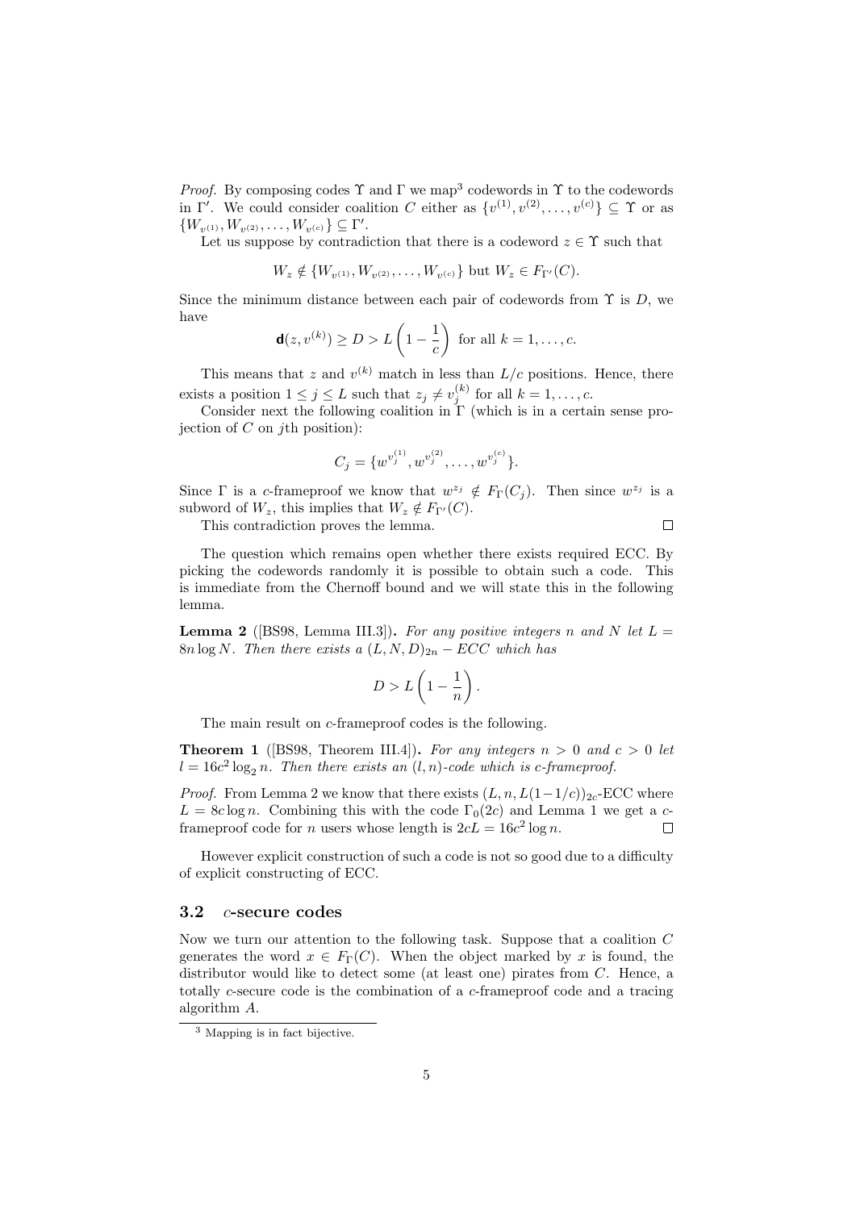*Proof.* By composing codes $\Upsilon$ and $\Gamma$ we map[3] codewords in $\Upsilon$ to the codewords in $\Gamma'$. We could consider coalition $C$ either as $\{v^{(1)}, v^{(2)}, \ldots, v^{(c)}\} \subseteq \Upsilon$ or as $\{W_{v^{(1)}}, W_{v^{(2)}}, \ldots, W_{v^{(c)}}\} \subseteq \Gamma'$.

Let us suppose by contradiction that there is a codeword $z \in \Upsilon$ such that

$$W_z \notin \{W_{v^{(1)}}, W_{v^{(2)}}, \ldots, W_{v^{(c)}}\} \text{ but } W_z \in F_{\Gamma'}(C).$$

Since the minimum distance between each pair of codewords from $\Upsilon$ is $D$, we have

$$\mathbf{d}(z, v^{(k)}) \geq D > L\left(1 - \frac{1}{c}\right) \text{ for all } k = 1, \ldots, c.$$

This means that $z$ and $v^{(k)}$ match in less than $L/c$ positions. Hence, there exists a position $1 \leq j \leq L$ such that $z_j \neq v_j^{(k)}$ for all $k = 1, \ldots, c$.

Consider next the following coalition in $\Gamma$ (which is in a certain sense projection of $C$ on $j$th position):

$$C_j = \{w^{v_j^{(1)}}, w^{v_j^{(2)}}, \ldots, w^{v_j^{(c)}}\}.$$

Since $\Gamma$ is a $c$-frameproof we know that $w^{z_j} \notin F_\Gamma(C_j)$. Then since $w^{z_j}$ is a subword of $W_z$, this implies that $W_z \notin F_{\Gamma'}(C)$.

This contradiction proves the lemma. $\square$

The question which remains open whether there exists required ECC. By picking the codewords randomly it is possible to obtain such a code. This is immediate from the Chernoff bound and we will state this in the following lemma.

**Lemma 2** ([BS98, Lemma III.3]). *For any positive integers $n$ and $N$ let $L = 8n \log N$. Then there exists a $(L, N, D)_{2n} - ECC$ which has*

$$D > L\left(1 - \frac{1}{n}\right).$$

The main result on $c$-frameproof codes is the following.

**Theorem 1** ([BS98, Theorem III.4]). *For any integers $n > 0$ and $c > 0$ let $l = 16c^2 \log_2 n$. Then there exists an $(l, n)$-code which is $c$-frameproof.*

*Proof.* From Lemma 2 we know that there exists $(L, n, L(1-1/c))_{2c}$-ECC where $L = 8c \log n$. Combining this with the code $\Gamma_0(2c)$ and Lemma 1 we get a $c$-frameproof code for $n$ users whose length is $2cL = 16c^2 \log n$. $\square$

However explicit construction of such a code is not so good due to a difficulty of explicit constructing of ECC.

### 3.2 $c$-secure codes

Now we turn our attention to the following task. Suppose that a coalition $C$ generates the word $x \in F_\Gamma(C)$. When the object marked by $x$ is found, the distributor would like to detect some (at least one) pirates from $C$. Hence, a totally $c$-secure code is the combination of a $c$-frameproof code and a tracing algorithm $A$.

[3] Mapping is in fact bijective.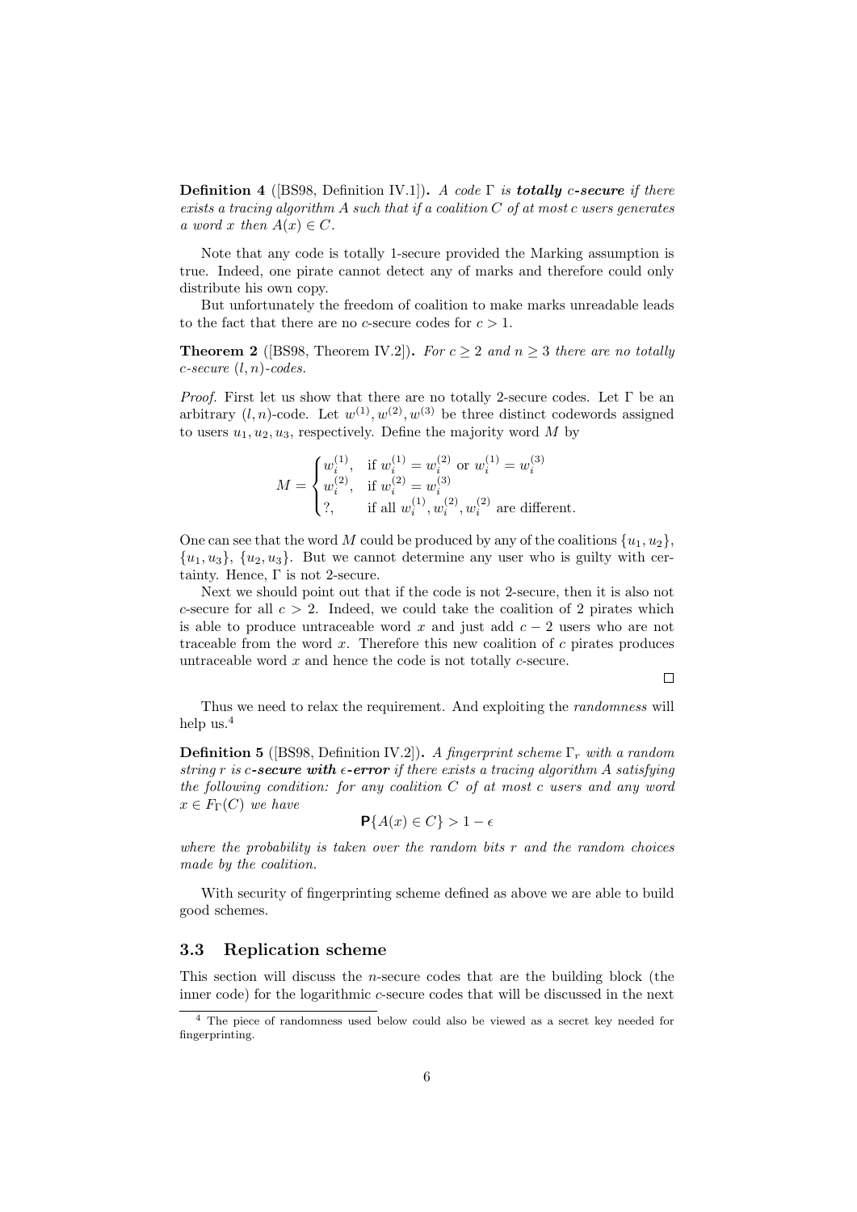**Definition 4** ([BS98, Definition IV.1])**.** *A code $\Gamma$ is* ***totally*** ***$c$-secure*** *if there exists a tracing algorithm $A$ such that if a coalition $C$ of at most $c$ users generates a word $x$ then $A(x) \in C$.*

Note that any code is totally 1-secure provided the Marking assumption is true. Indeed, one pirate cannot detect any of marks and therefore could only distribute his own copy.

But unfortunately the freedom of coalition to make marks unreadable leads to the fact that there are no $c$-secure codes for $c > 1$.

**Theorem 2** ([BS98, Theorem IV.2])**.** *For $c \geq 2$ and $n \geq 3$ there are no totally $c$-secure $(l, n)$-codes.*

*Proof.* First let us show that there are no totally 2-secure codes. Let $\Gamma$ be an arbitrary $(l, n)$-code. Let $w^{(1)}, w^{(2)}, w^{(3)}$ be three distinct codewords assigned to users $u_1, u_2, u_3$, respectively. Define the majority word $M$ by

$$M = \begin{cases} w_i^{(1)}, & \text{if } w_i^{(1)} = w_i^{(2)} \text{ or } w_i^{(1)} = w_i^{(3)} \\ w_i^{(2)}, & \text{if } w_i^{(2)} = w_i^{(3)} \\ ?, & \text{if all } w_i^{(1)}, w_i^{(2)}, w_i^{(2)} \text{ are different.} \end{cases}$$

One can see that the word $M$ could be produced by any of the coalitions $\{u_1, u_2\}$, $\{u_1, u_3\}$, $\{u_2, u_3\}$. But we cannot determine any user who is guilty with certainty. Hence, $\Gamma$ is not 2-secure.

Next we should point out that if the code is not 2-secure, then it is also not $c$-secure for all $c > 2$. Indeed, we could take the coalition of 2 pirates which is able to produce untraceable word $x$ and just add $c - 2$ users who are not traceable from the word $x$. Therefore this new coalition of $c$ pirates produces untraceable word $x$ and hence the code is not totally $c$-secure.

□

Thus we need to relax the requirement. And exploiting the *randomness* will help us.[4]

**Definition 5** ([BS98, Definition IV.2])**.** *A fingerprint scheme $\Gamma_r$ with a random string $r$ is* ***$c$-secure with $\epsilon$-error*** *if there exists a tracing algorithm $A$ satisfying the following condition: for any coalition $C$ of at most $c$ users and any word $x \in F_\Gamma(C)$ we have*

$$\mathbf{P}\{A(x) \in C\} > 1 - \epsilon$$

*where the probability is taken over the random bits $r$ and the random choices made by the coalition.*

With security of fingerprinting scheme defined as above we are able to build good schemes.

### 3.3 Replication scheme

This section will discuss the $n$-secure codes that are the building block (the inner code) for the logarithmic $c$-secure codes that will be discussed in the next

---

[4] The piece of randomness used below could also be viewed as a secret key needed for fingerprinting.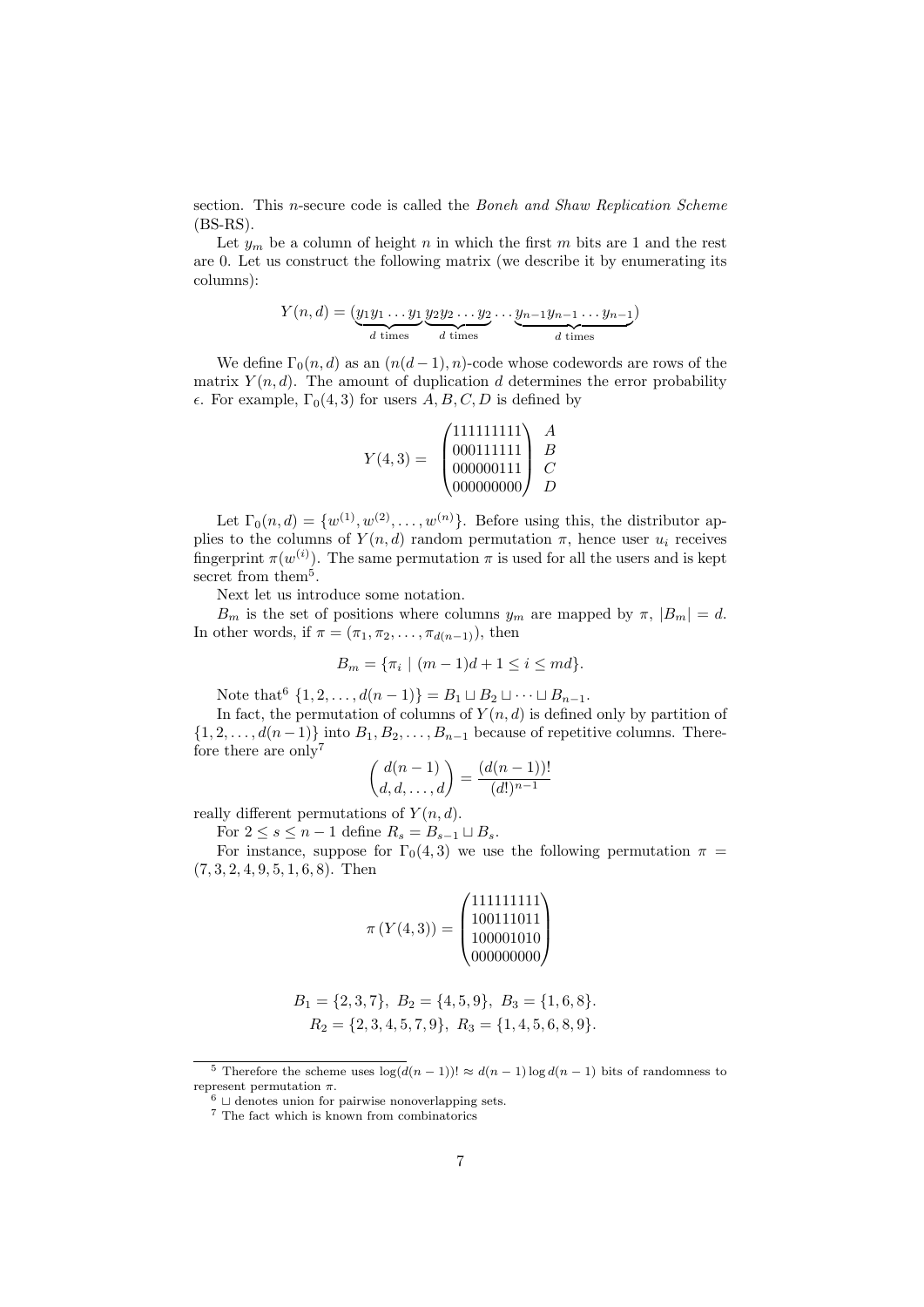section. This $n$-secure code is called the *Boneh and Shaw Replication Scheme* (BS-RS).

Let $y_m$ be a column of height $n$ in which the first $m$ bits are 1 and the rest are 0. Let us construct the following matrix (we describe it by enumerating its columns):

$$Y(n,d) = (\underbrace{y_1 y_1 \dots y_1}_{d \text{ times}} \underbrace{y_2 y_2 \dots y_2}_{d \text{ times}} \dots \underbrace{y_{n-1} y_{n-1} \dots y_{n-1}}_{d \text{ times}})$$

We define $\Gamma_0(n,d)$ as an $(n(d-1), n)$-code whose codewords are rows of the matrix $Y(n,d)$. The amount of duplication $d$ determines the error probability $\epsilon$. For example, $\Gamma_0(4,3)$ for users $A, B, C, D$ is defined by

$$Y(4,3) = \begin{pmatrix} 111111111 \\ 000111111 \\ 000000111 \\ 000000000 \end{pmatrix} \begin{matrix} A \\ B \\ C \\ D \end{matrix}$$

Let $\Gamma_0(n,d) = \{w^{(1)}, w^{(2)}, \dots, w^{(n)}\}$. Before using this, the distributor applies to the columns of $Y(n,d)$ random permutation $\pi$, hence user $u_i$ receives fingerprint $\pi(w^{(i)})$. The same permutation $\pi$ is used for all the users and is kept secret from them[5].

Next let us introduce some notation.

$B_m$ is the set of positions where columns $y_m$ are mapped by $\pi$, $|B_m| = d$. In other words, if $\pi = (\pi_1, \pi_2, \dots, \pi_{d(n-1)})$, then

$$B_m = \{\pi_i \mid (m-1)d + 1 \le i \le md\}.$$

Note that[6] $\{1, 2, \dots, d(n-1)\} = B_1 \sqcup B_2 \sqcup \dots \sqcup B_{n-1}$.

In fact, the permutation of columns of $Y(n,d)$ is defined only by partition of $\{1, 2, \dots, d(n-1)\}$ into $B_1, B_2, \dots, B_{n-1}$ because of repetitive columns. Therefore there are only[7]

$$\binom{d(n-1)}{d, d, \dots, d} = \frac{(d(n-1))!}{(d!)^{n-1}}$$

really different permutations of $Y(n,d)$.

For $2 \le s \le n-1$ define $R_s = B_{s-1} \sqcup B_s$.

For instance, suppose for $\Gamma_0(4,3)$ we use the following permutation $\pi = (7, 3, 2, 4, 9, 5, 1, 6, 8)$. Then

$$\pi(Y(4,3)) = \begin{pmatrix} 111111111 \\ 100111011 \\ 100001010 \\ 000000000 \end{pmatrix}$$

$$B_1 = \{2, 3, 7\},\ B_2 = \{4, 5, 9\},\ B_3 = \{1, 6, 8\}.$$
$$R_2 = \{2, 3, 4, 5, 7, 9\},\ R_3 = \{1, 4, 5, 6, 8, 9\}.$$

---

[5] Therefore the scheme uses $\log(d(n-1))! \approx d(n-1)\log d(n-1)$ bits of randomness to represent permutation $\pi$.

[6] $\sqcup$ denotes union for pairwise nonoverlapping sets.

[7] The fact which is known from combinatorics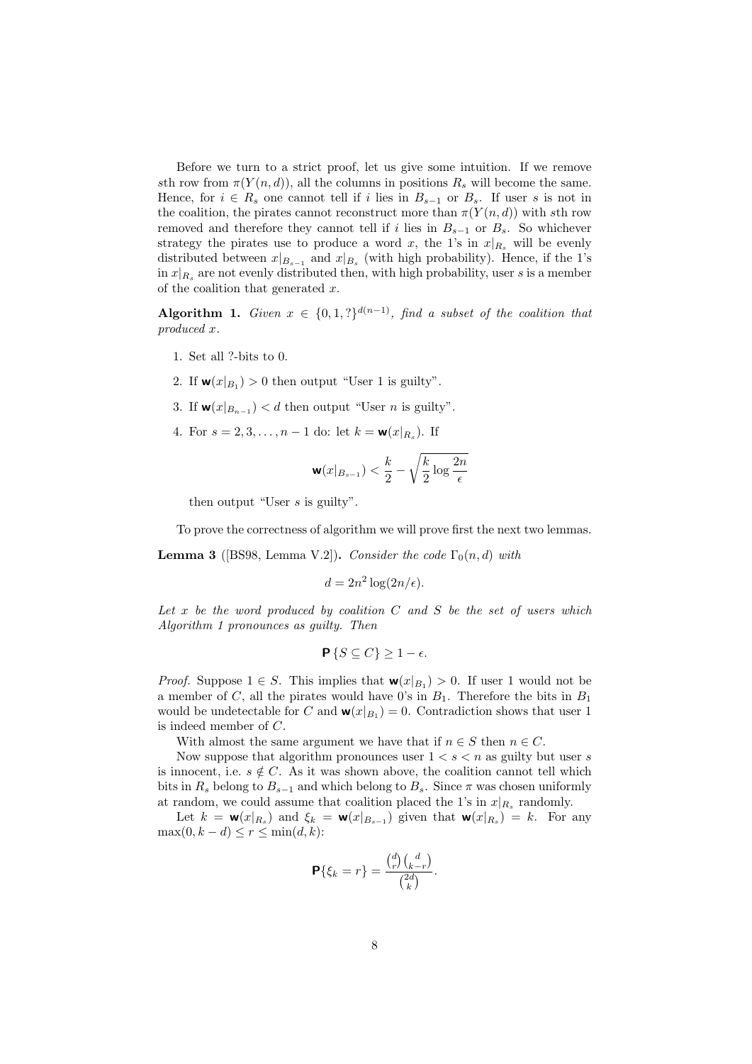Before we turn to a strict proof, let us give some intuition. If we remove $s$th row from $\pi(Y(n,d))$, all the columns in positions $R_s$ will become the same. Hence, for $i \in R_s$ one cannot tell if $i$ lies in $B_{s-1}$ or $B_s$. If user $s$ is not in the coalition, the pirates cannot reconstruct more than $\pi(Y(n,d))$ with $s$th row removed and therefore they cannot tell if $i$ lies in $B_{s-1}$ or $B_s$. So whichever strategy the pirates use to produce a word $x$, the 1's in $x|_{R_s}$ will be evenly distributed between $x|_{B_{s-1}}$ and $x|_{B_s}$ (with high probability). Hence, if the 1's in $x|_{R_s}$ are not evenly distributed then, with high probability, user $s$ is a member of the coalition that generated $x$.

**Algorithm 1.** *Given $x \in \{0,1,?\}^{d(n-1)}$, find a subset of the coalition that produced $x$.*

1. Set all ?-bits to 0.
2. If $\mathbf{w}(x|_{B_1}) > 0$ then output "User 1 is guilty".
3. If $\mathbf{w}(x|_{B_{n-1}}) < d$ then output "User $n$ is guilty".
4. For $s = 2, 3, \dots, n-1$ do: let $k = \mathbf{w}(x|_{R_s})$. If

$$\mathbf{w}(x|_{B_{s-1}}) < \frac{k}{2} - \sqrt{\frac{k}{2} \log \frac{2n}{\epsilon}}$$

then output "User $s$ is guilty".

To prove the correctness of algorithm we will prove first the next two lemmas.

**Lemma 3** ([BS98, Lemma V.2])**.** *Consider the code $\Gamma_0(n,d)$ with*

$$d = 2n^2 \log(2n/\epsilon).$$

*Let $x$ be the word produced by coalition $C$ and $S$ be the set of users which Algorithm 1 pronounces as guilty. Then*

$$\mathbf{P}\{S \subseteq C\} \geq 1 - \epsilon.$$

*Proof.* Suppose $1 \in S$. This implies that $\mathbf{w}(x|_{B_1}) > 0$. If user 1 would not be a member of $C$, all the pirates would have 0's in $B_1$. Therefore the bits in $B_1$ would be undetectable for $C$ and $\mathbf{w}(x|_{B_1}) = 0$. Contradiction shows that user 1 is indeed member of $C$.

With almost the same argument we have that if $n \in S$ then $n \in C$.

Now suppose that algorithm pronounces user $1 < s < n$ as guilty but user $s$ is innocent, i.e. $s \notin C$. As it was shown above, the coalition cannot tell which bits in $R_s$ belong to $B_{s-1}$ and which belong to $B_s$. Since $\pi$ was chosen uniformly at random, we could assume that coalition placed the 1's in $x|_{R_s}$ randomly.

Let $k = \mathbf{w}(x|_{R_s})$ and $\xi_k = \mathbf{w}(x|_{B_{s-1}})$ given that $\mathbf{w}(x|_{R_s}) = k$. For any $\max(0, k-d) \leq r \leq \min(d, k)$:

$$\mathbf{P}\{\xi_k = r\} = \frac{\binom{d}{r}\binom{d}{k-r}}{\binom{2d}{k}}.$$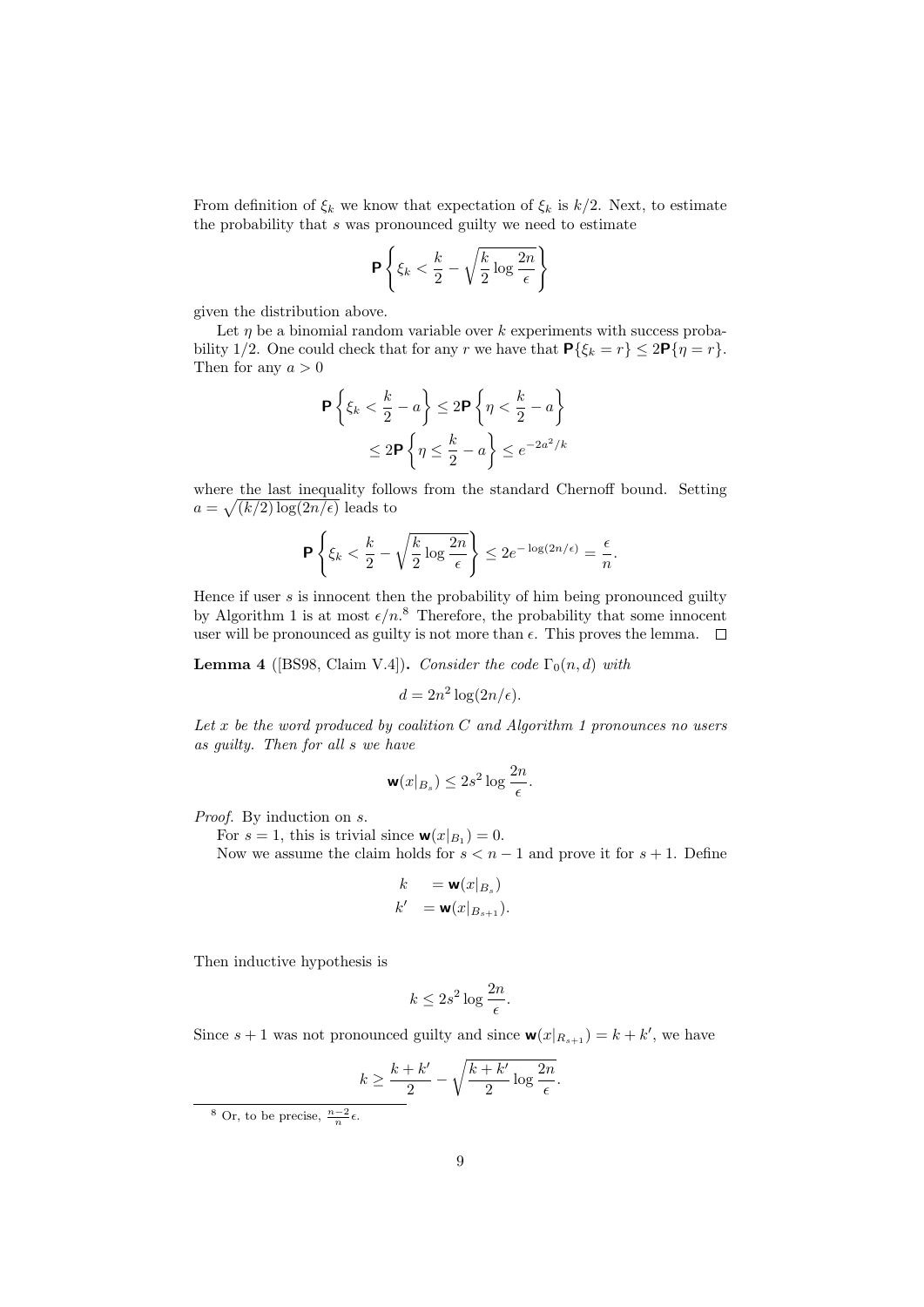From definition of $\xi_k$ we know that expectation of $\xi_k$ is $k/2$. Next, to estimate the probability that $s$ was pronounced guilty we need to estimate

$$\mathbf{P}\left\{\xi_k < \frac{k}{2} - \sqrt{\frac{k}{2}\log\frac{2n}{\epsilon}}\right\}$$

given the distribution above.

Let $\eta$ be a binomial random variable over $k$ experiments with success probability 1/2. One could check that for any $r$ we have that $\mathbf{P}\{\xi_k = r\} \le 2\mathbf{P}\{\eta = r\}$. Then for any $a > 0$

$$\mathbf{P}\left\{\xi_k < \frac{k}{2} - a\right\} \le 2\mathbf{P}\left\{\eta < \frac{k}{2} - a\right\}$$
$$\le 2\mathbf{P}\left\{\eta \le \frac{k}{2} - a\right\} \le e^{-2a^2/k}$$

where the last inequality follows from the standard Chernoff bound. Setting $a = \sqrt{(k/2)\log(2n/\epsilon)}$ leads to

$$\mathbf{P}\left\{\xi_k < \frac{k}{2} - \sqrt{\frac{k}{2}\log\frac{2n}{\epsilon}}\right\} \le 2e^{-\log(2n/\epsilon)} = \frac{\epsilon}{n}.$$

Hence if user $s$ is innocent then the probability of him being pronounced guilty by Algorithm 1 is at most $\epsilon/n$.[8] Therefore, the probability that some innocent user will be pronounced as guilty is not more than $\epsilon$. This proves the lemma. □

**Lemma 4** ([BS98, Claim V.4]). *Consider the code $\Gamma_0(n,d)$ with*

$$d = 2n^2\log(2n/\epsilon).$$

*Let $x$ be the word produced by coalition $C$ and Algorithm 1 pronounces no users as guilty. Then for all $s$ we have*

$$\mathbf{w}(x|_{B_s}) \le 2s^2\log\frac{2n}{\epsilon}.$$

*Proof.* By induction on $s$.

For $s = 1$, this is trivial since $\mathbf{w}(x|_{B_1}) = 0$.

Now we assume the claim holds for $s < n-1$ and prove it for $s+1$. Define

$$k = \mathbf{w}(x|_{B_s})$$
$$k' = \mathbf{w}(x|_{B_{s+1}}).$$

Then inductive hypothesis is

$$k \le 2s^2\log\frac{2n}{\epsilon}.$$

Since $s+1$ was not pronounced guilty and since $\mathbf{w}(x|_{R_{s+1}}) = k + k'$, we have

$$k \ge \frac{k+k'}{2} - \sqrt{\frac{k+k'}{2}\log\frac{2n}{\epsilon}}.$$

[8] Or, to be precise, $\frac{n-2}{n}\epsilon$.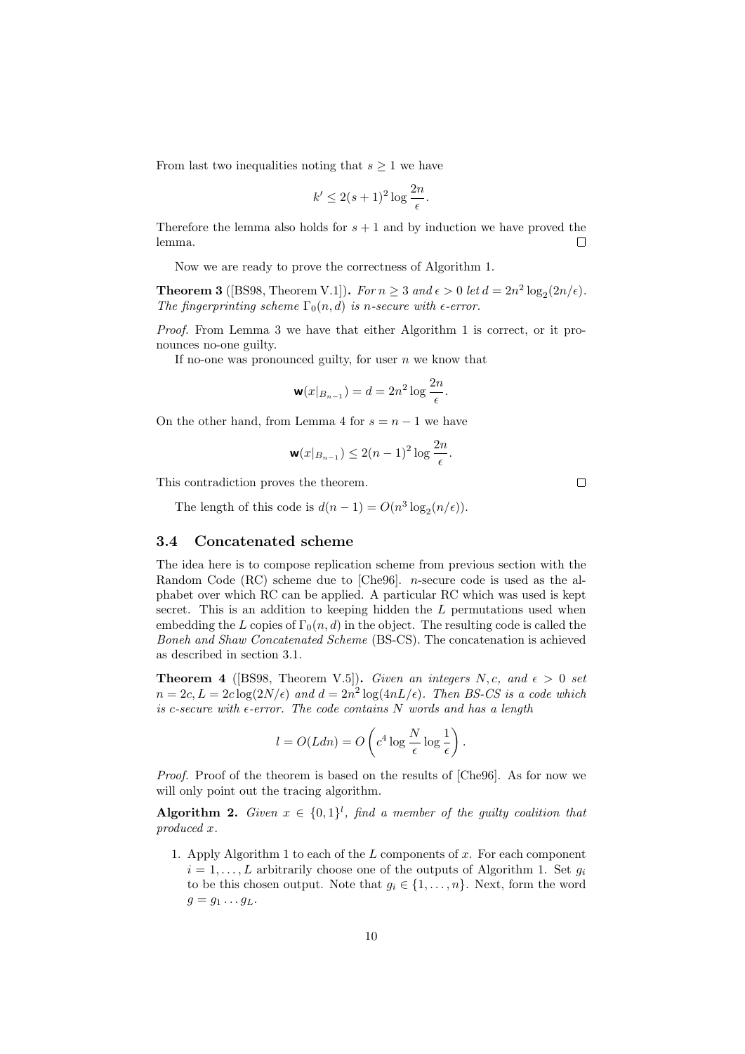From last two inequalities noting that $s \geq 1$ we have

$$k' \leq 2(s+1)^2 \log \frac{2n}{\epsilon}.$$

Therefore the lemma also holds for $s+1$ and by induction we have proved the lemma. □

Now we are ready to prove the correctness of Algorithm 1.

**Theorem 3** ([BS98, Theorem V.1]). *For $n \geq 3$ and $\epsilon > 0$ let $d = 2n^2 \log_2(2n/\epsilon)$. The fingerprinting scheme $\Gamma_0(n, d)$ is $n$-secure with $\epsilon$-error.*

*Proof.* From Lemma 3 we have that either Algorithm 1 is correct, or it pronounces no-one guilty.

If no-one was pronounced guilty, for user $n$ we know that

$$\mathbf{w}(x|_{B_{n-1}}) = d = 2n^2 \log \frac{2n}{\epsilon}.$$

On the other hand, from Lemma 4 for $s = n-1$ we have

$$\mathbf{w}(x|_{B_{n-1}}) \leq 2(n-1)^2 \log \frac{2n}{\epsilon}.$$

This contradiction proves the theorem. □

The length of this code is $d(n-1) = O(n^3 \log_2(n/\epsilon))$.

### 3.4 Concatenated scheme

The idea here is to compose replication scheme from previous section with the Random Code (RC) scheme due to [Che96]. $n$-secure code is used as the alphabet over which RC can be applied. A particular RC which was used is kept secret. This is an addition to keeping hidden the $L$ permutations used when embedding the $L$ copies of $\Gamma_0(n, d)$ in the object. The resulting code is called the *Boneh and Shaw Concatenated Scheme* (BS-CS). The concatenation is achieved as described in section 3.1.

**Theorem 4** ([BS98, Theorem V.5]). *Given an integers $N, c$, and $\epsilon > 0$ set $n = 2c, L = 2c \log(2N/\epsilon)$ and $d = 2n^2 \log(4nL/\epsilon)$. Then BS-CS is a code which is $c$-secure with $\epsilon$-error. The code contains $N$ words and has a length*

$$l = O(Ldn) = O\left(c^4 \log \frac{N}{\epsilon} \log \frac{1}{\epsilon}\right).$$

*Proof.* Proof of the theorem is based on the results of [Che96]. As for now we will only point out the tracing algorithm.

**Algorithm 2.** *Given $x \in \{0,1\}^l$, find a member of the guilty coalition that produced $x$.*

1. Apply Algorithm 1 to each of the $L$ components of $x$. For each component $i = 1, \ldots, L$ arbitrarily choose one of the outputs of Algorithm 1. Set $g_i$ to be this chosen output. Note that $g_i \in \{1, \ldots, n\}$. Next, form the word $g = g_1 \ldots g_L$.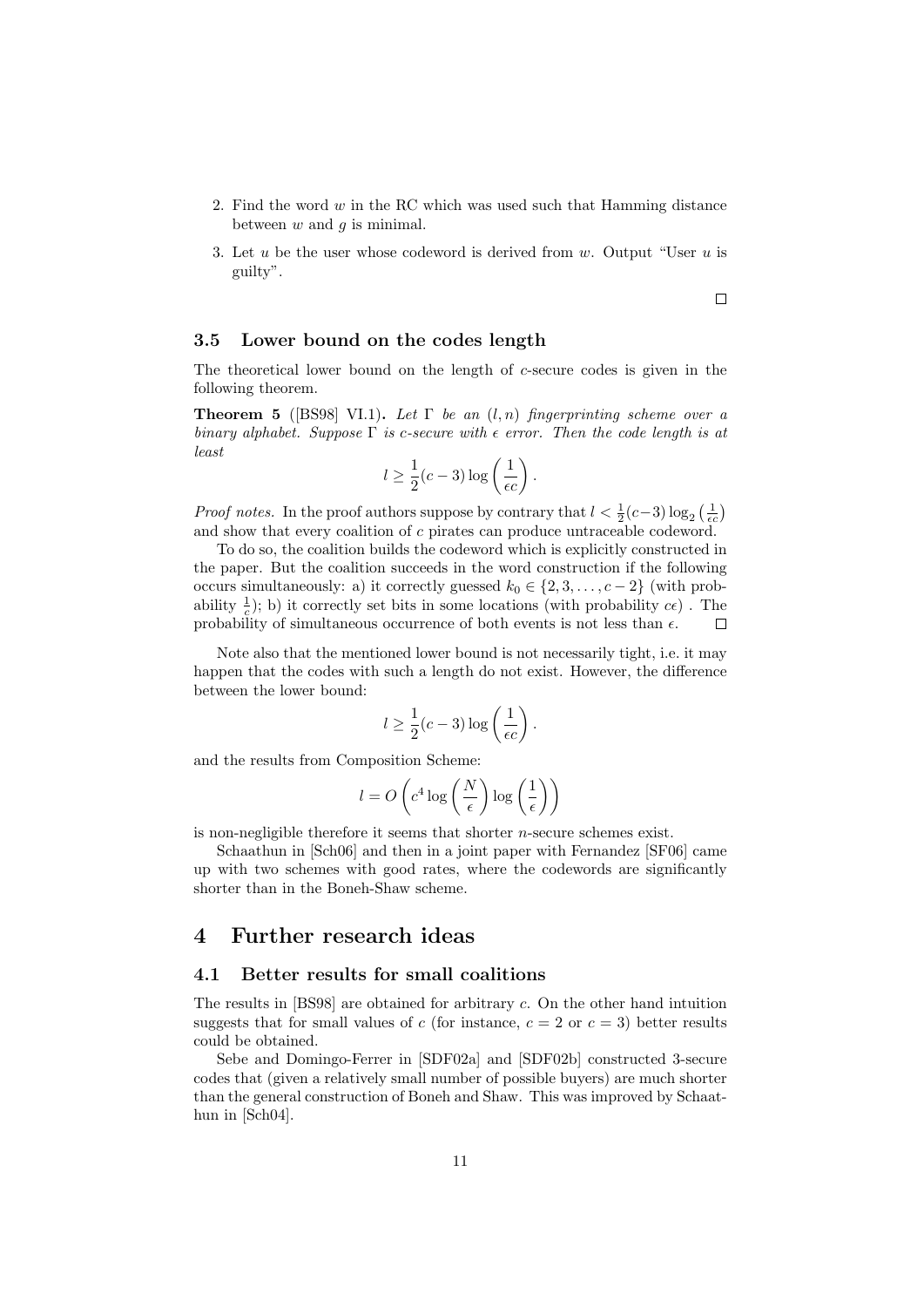2. Find the word $w$ in the RC which was used such that Hamming distance between $w$ and $g$ is minimal.
3. Let $u$ be the user whose codeword is derived from $w$. Output "User $u$ is guilty".

□

### 3.5 Lower bound on the codes length

The theoretical lower bound on the length of $c$-secure codes is given in the following theorem.

**Theorem 5** ([BS98] VI.1)**.** *Let $\Gamma$ be an $(l, n)$ fingerprinting scheme over a binary alphabet. Suppose $\Gamma$ is $c$-secure with $\epsilon$ error. Then the code length is at least*

$$l \geq \frac{1}{2}(c-3)\log\left(\frac{1}{\epsilon c}\right).$$

*Proof notes.* In the proof authors suppose by contrary that $l < \frac{1}{2}(c-3)\log_2\left(\frac{1}{\epsilon c}\right)$ and show that every coalition of $c$ pirates can produce untraceable codeword.

To do so, the coalition builds the codeword which is explicitly constructed in the paper. But the coalition succeeds in the word construction if the following occurs simultaneously: a) it correctly guessed $k_0 \in \{2, 3, \ldots, c-2\}$ (with probability $\frac{1}{c}$); b) it correctly set bits in some locations (with probability $c\epsilon$) . The probability of simultaneous occurrence of both events is not less than $\epsilon$. □

Note also that the mentioned lower bound is not necessarily tight, i.e. it may happen that the codes with such a length do not exist. However, the difference between the lower bound:

$$l \geq \frac{1}{2}(c-3)\log\left(\frac{1}{\epsilon c}\right).$$

and the results from Composition Scheme:

$$l = O\left(c^4 \log\left(\frac{N}{\epsilon}\right)\log\left(\frac{1}{\epsilon}\right)\right)$$

is non-negligible therefore it seems that shorter $n$-secure schemes exist.

Schaathun in [Sch06] and then in a joint paper with Fernandez [SF06] came up with two schemes with good rates, where the codewords are significantly shorter than in the Boneh-Shaw scheme.

## 4 Further research ideas

### 4.1 Better results for small coalitions

The results in [BS98] are obtained for arbitrary $c$. On the other hand intuition suggests that for small values of $c$ (for instance, $c = 2$ or $c = 3$) better results could be obtained.

Sebe and Domingo-Ferrer in [SDF02a] and [SDF02b] constructed 3-secure codes that (given a relatively small number of possible buyers) are much shorter than the general construction of Boneh and Shaw. This was improved by Schaathun in [Sch04].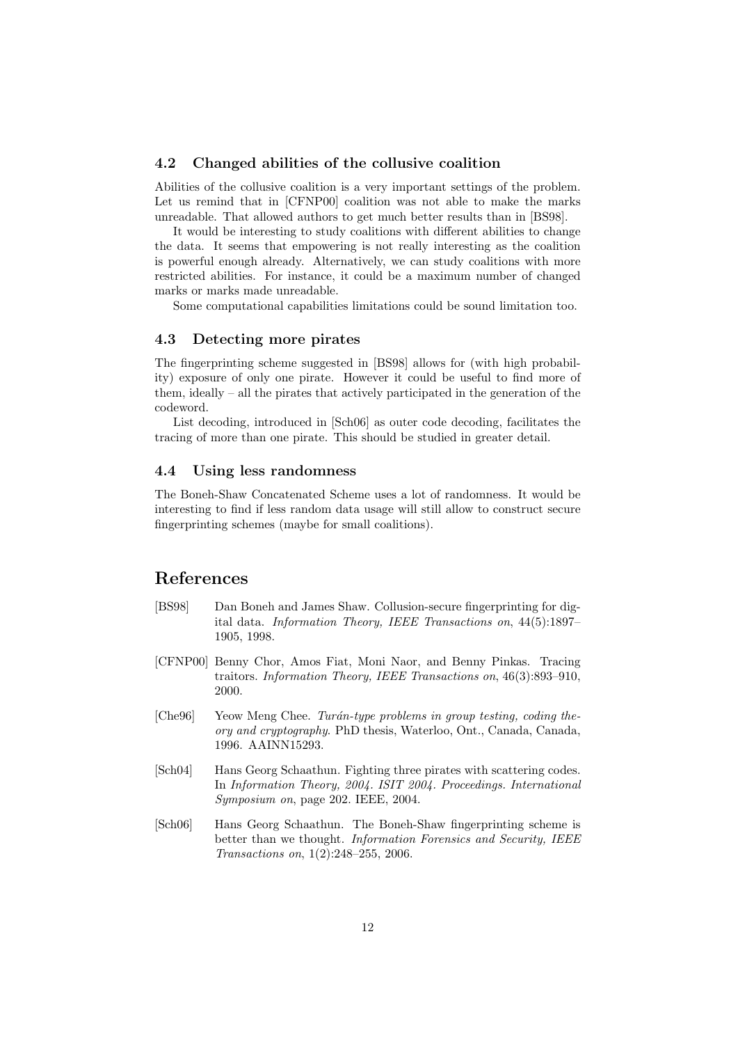### 4.2 Changed abilities of the collusive coalition

Abilities of the collusive coalition is a very important settings of the problem. Let us remind that in [CFNP00] coalition was not able to make the marks unreadable. That allowed authors to get much better results than in [BS98].

It would be interesting to study coalitions with different abilities to change the data. It seems that empowering is not really interesting as the coalition is powerful enough already. Alternatively, we can study coalitions with more restricted abilities. For instance, it could be a maximum number of changed marks or marks made unreadable.

Some computational capabilities limitations could be sound limitation too.

### 4.3 Detecting more pirates

The fingerprinting scheme suggested in [BS98] allows for (with high probability) exposure of only one pirate. However it could be useful to find more of them, ideally – all the pirates that actively participated in the generation of the codeword.

List decoding, introduced in [Sch06] as outer code decoding, facilitates the tracing of more than one pirate. This should be studied in greater detail.

### 4.4 Using less randomness

The Boneh-Shaw Concatenated Scheme uses a lot of randomness. It would be interesting to find if less random data usage will still allow to construct secure fingerprinting schemes (maybe for small coalitions).

## References

[BS98] Dan Boneh and James Shaw. Collusion-secure fingerprinting for digital data. *Information Theory, IEEE Transactions on*, 44(5):1897–1905, 1998.

[CFNP00] Benny Chor, Amos Fiat, Moni Naor, and Benny Pinkas. Tracing traitors. *Information Theory, IEEE Transactions on*, 46(3):893–910, 2000.

[Che96] Yeow Meng Chee. *Turán-type problems in group testing, coding theory and cryptography*. PhD thesis, Waterloo, Ont., Canada, Canada, 1996. AAINN15293.

[Sch04] Hans Georg Schaathun. Fighting three pirates with scattering codes. In *Information Theory, 2004. ISIT 2004. Proceedings. International Symposium on*, page 202. IEEE, 2004.

[Sch06] Hans Georg Schaathun. The Boneh-Shaw fingerprinting scheme is better than we thought. *Information Forensics and Security, IEEE Transactions on*, 1(2):248–255, 2006.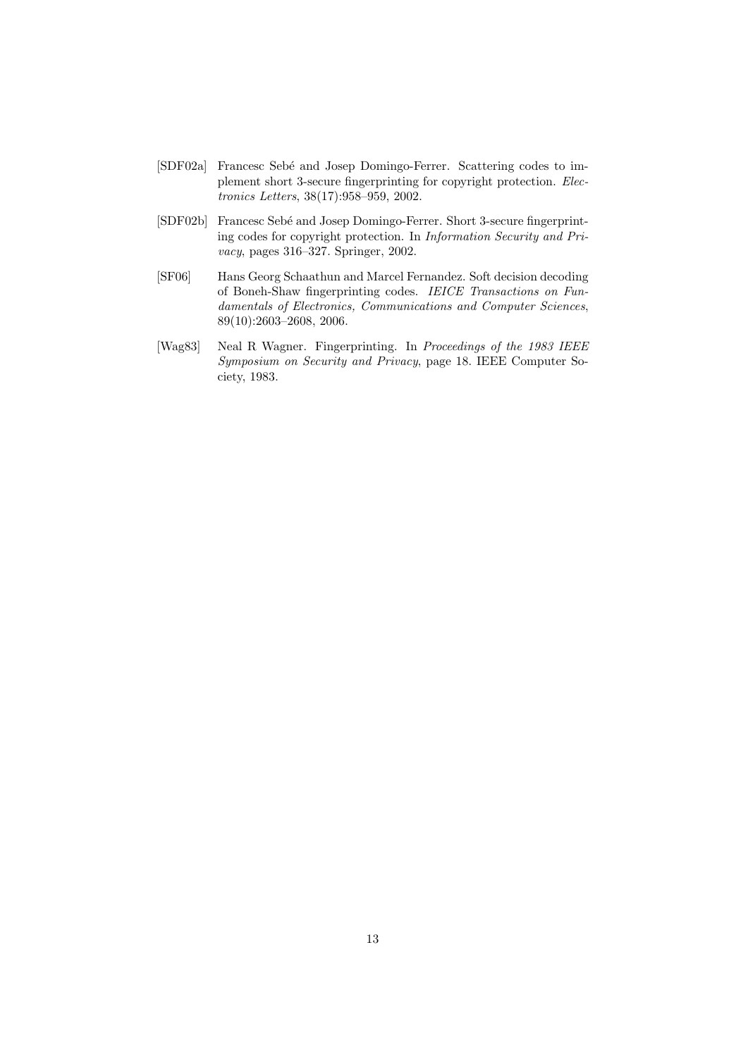- [SDF02a] Francesc Sebé and Josep Domingo-Ferrer. Scattering codes to implement short 3-secure fingerprinting for copyright protection. *Electronics Letters*, 38(17):958–959, 2002.
- [SDF02b] Francesc Sebé and Josep Domingo-Ferrer. Short 3-secure fingerprinting codes for copyright protection. In *Information Security and Privacy*, pages 316–327. Springer, 2002.
- [SF06] Hans Georg Schaathun and Marcel Fernandez. Soft decision decoding of Boneh-Shaw fingerprinting codes. *IEICE Transactions on Fundamentals of Electronics, Communications and Computer Sciences*, 89(10):2603–2608, 2006.
- [Wag83] Neal R Wagner. Fingerprinting. In *Proceedings of the 1983 IEEE Symposium on Security and Privacy*, page 18. IEEE Computer Society, 1983.